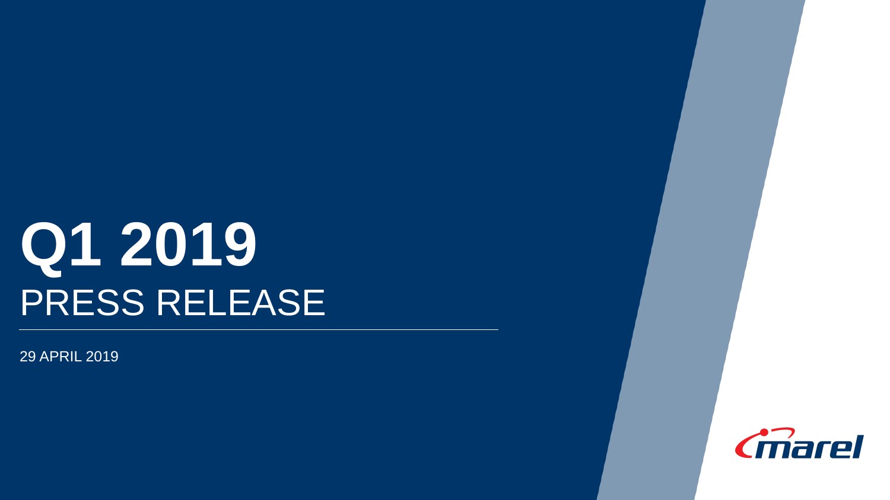# Q1 2019

## PRESS RELEASE

29 APRIL 2019

marel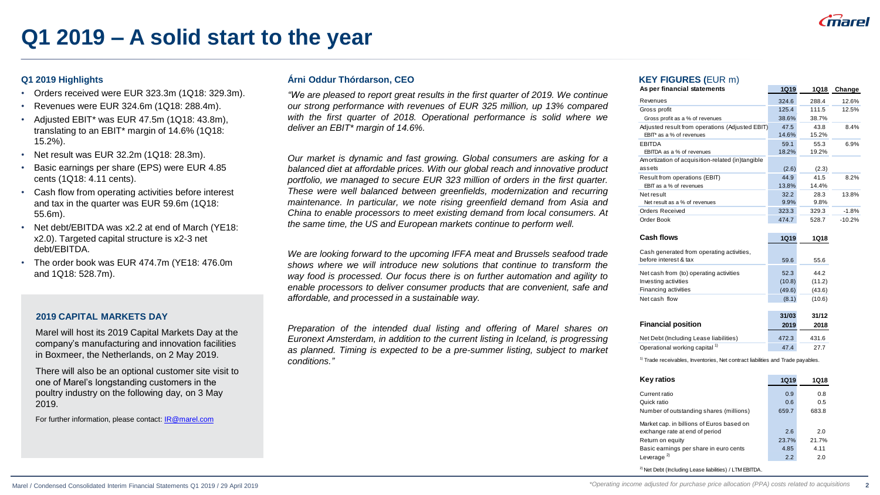# Q1 2019 – A solid start to the year

## Q1 2019 Highlights

- Orders received were EUR 323.3m (1Q18: 329.3m).
- Revenues were EUR 324.6m (1Q18: 288.4m).
- Adjusted EBIT* was EUR 47.5m (1Q18: 43.8m), translating to an EBIT* margin of 14.6% (1Q18: 15.2%).
- Net result was EUR 32.2m (1Q18: 28.3m).
- Basic earnings per share (EPS) were EUR 4.85 cents (1Q18: 4.11 cents).
- Cash flow from operating activities before interest and tax in the quarter was EUR 59.6m (1Q18: 55.6m).
- Net debt/EBITDA was x2.2 at end of March (YE18: x2.0). Targeted capital structure is x2-3 net debt/EBITDA.
- The order book was EUR 474.7m (YE18: 476.0m and 1Q18: 528.7m).

### 2019 CAPITAL MARKETS DAY

Marel will host its 2019 Capital Markets Day at the company's manufacturing and innovation facilities in Boxmeer, the Netherlands, on 2 May 2019.

There will also be an optional customer site visit to one of Marel's longstanding customers in the poultry industry on the following day, on 3 May 2019.

For further information, please contact: IR@marel.com

## Árni Oddur Thórdarson, CEO

*"We are pleased to report great results in the first quarter of 2019. We continue our strong performance with revenues of EUR 325 million, up 13% compared with the first quarter of 2018. Operational performance is solid where we deliver an EBIT* margin of 14.6%.*

*Our market is dynamic and fast growing. Global consumers are asking for a balanced diet at affordable prices. With our global reach and innovative product portfolio, we managed to secure EUR 323 million of orders in the first quarter. These were well balanced between greenfields, modernization and recurring maintenance. In particular, we note rising greenfield demand from Asia and China to enable processors to meet existing demand from local consumers. At the same time, the US and European markets continue to perform well.*

*We are looking forward to the upcoming IFFA meat and Brussels seafood trade shows where we will introduce new solutions that continue to transform the way food is processed. Our focus there is on further automation and agility to enable processors to deliver consumer products that are convenient, safe and affordable, and processed in a sustainable way.*

*Preparation of the intended dual listing and offering of Marel shares on Euronext Amsterdam, in addition to the current listing in Iceland, is progressing as planned. Timing is expected to be a pre-summer listing, subject to market conditions."*

## KEY FIGURES (EUR m)

| As per financial statements | 1Q19 | 1Q18 | Change |
|---|---|---|---|
| Revenues | 324.6 | 288.4 | 12.6% |
| Gross profit | 125.4 | 111.5 | 12.5% |
| Gross profit as a % of revenues | 38.6% | 38.7% | |
| Adjusted result from operations (Adjusted EBIT) | 47.5 | 43.8 | 8.4% |
| EBIT* as a % of revenues | 14.6% | 15.2% | |
| EBITDA | 59.1 | 55.3 | 6.9% |
| EBITDA as a % of revenues | 18.2% | 19.2% | |
| Amortization of acquisition-related (in)tangible assets | (2.6) | (2.3) | |
| Result from operations (EBIT) | 44.9 | 41.5 | 8.2% |
| EBIT as a % of revenues | 13.8% | 14.4% | |
| Net result | 32.2 | 28.3 | 13.8% |
| Net result as a % of revenues | 9.9% | 9.8% | |
| Orders Received | 323.3 | 329.3 | -1.8% |
| Order Book | 474.7 | 528.7 | -10.2% |

| Cash flows | 1Q19 | 1Q18 |
|---|---|---|
| Cash generated from operating activities, before interest & tax | 59.6 | 55.6 |
| Net cash from (to) operating activities | 52.3 | 44.2 |
| Investing activities | (10.8) | (11.2) |
| Financing activities | (49.6) | (43.6) |
| Net cash flow | (8.1) | (10.6) |

| Financial position | 31/03 2019 | 31/12 2018 |
|---|---|---|
| Net Debt (Including Lease liabilities) | 472.3 | 431.6 |
| Operational working capital [1] | 47.4 | 27.7 |

[1] Trade receivables, Inventories, Net contract liabilities and Trade payables.

| Key ratios | 1Q19 | 1Q18 |
|---|---|---|
| Current ratio | 0.9 | 0.8 |
| Quick ratio | 0.6 | 0.5 |
| Number of outstanding shares (millions) | 659.7 | 683.8 |
| Market cap. in billions of Euros based on exchange rate at end of period | 2.6 | 2.0 |
| Return on equity | 23.7% | 21.7% |
| Basic earnings per share in euro cents | 4.85 | 4.11 |
| Leverage [2] | 2.2 | 2.0 |

[2] Net Debt (Including Lease liabilities) / LTM EBITDA.

*Operating income adjusted for purchase price allocation (PPA) costs related to acquisitions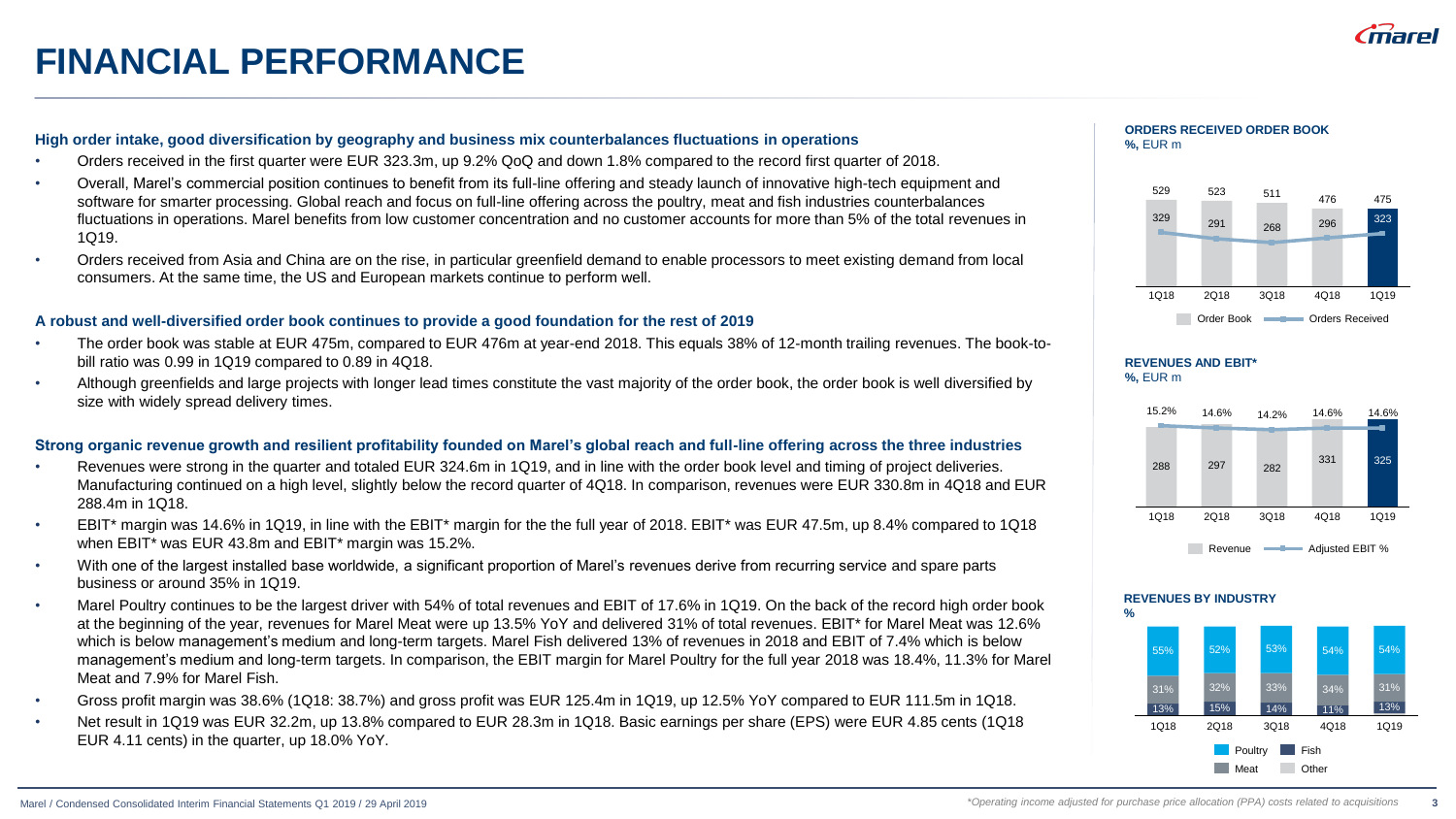# FINANCIAL PERFORMANCE

### High order intake, good diversification by geography and business mix counterbalances fluctuations in operations

- Orders received in the first quarter were EUR 323.3m, up 9.2% QoQ and down 1.8% compared to the record first quarter of 2018.
- Overall, Marel's commercial position continues to benefit from its full-line offering and steady launch of innovative high-tech equipment and software for smarter processing. Global reach and focus on full-line offering across the poultry, meat and fish industries counterbalances fluctuations in operations. Marel benefits from low customer concentration and no customer accounts for more than 5% of the total revenues in 1Q19.
- Orders received from Asia and China are on the rise, in particular greenfield demand to enable processors to meet existing demand from local consumers. At the same time, the US and European markets continue to perform well.

### A robust and well-diversified order book continues to provide a good foundation for the rest of 2019

- The order book was stable at EUR 475m, compared to EUR 476m at year-end 2018. This equals 38% of 12-month trailing revenues. The book-to-bill ratio was 0.99 in 1Q19 compared to 0.89 in 4Q18.
- Although greenfields and large projects with longer lead times constitute the vast majority of the order book, the order book is well diversified by size with widely spread delivery times.

### Strong organic revenue growth and resilient profitability founded on Marel's global reach and full-line offering across the three industries

- Revenues were strong in the quarter and totaled EUR 324.6m in 1Q19, and in line with the order book level and timing of project deliveries. Manufacturing continued on a high level, slightly below the record quarter of 4Q18. In comparison, revenues were EUR 330.8m in 4Q18 and EUR 288.4m in 1Q18.
- EBIT* margin was 14.6% in 1Q19, in line with the EBIT* margin for the the full year of 2018. EBIT* was EUR 47.5m, up 8.4% compared to 1Q18 when EBIT* was EUR 43.8m and EBIT* margin was 15.2%.
- With one of the largest installed base worldwide, a significant proportion of Marel's revenues derive from recurring service and spare parts business or around 35% in 1Q19.
- Marel Poultry continues to be the largest driver with 54% of total revenues and EBIT of 17.6% in 1Q19. On the back of the record high order book at the beginning of the year, revenues for Marel Meat were up 13.5% YoY and delivered 31% of total revenues. EBIT* for Marel Meat was 12.6% which is below management's medium and long-term targets. Marel Fish delivered 13% of revenues in 2018 and EBIT of 7.4% which is below management's medium and long-term targets. In comparison, the EBIT margin for Marel Poultry for the full year 2018 was 18.4%, 11.3% for Marel Meat and 7.9% for Marel Fish.
- Gross profit margin was 38.6% (1Q18: 38.7%) and gross profit was EUR 125.4m in 1Q19, up 12.5% YoY compared to EUR 111.5m in 1Q18.
- Net result in 1Q19 was EUR 32.2m, up 13.8% compared to EUR 28.3m in 1Q18. Basic earnings per share (EPS) were EUR 4.85 cents (1Q18 EUR 4.11 cents) in the quarter, up 18.0% YoY.

**ORDERS RECEIVED ORDER BOOK**
**%,** EUR m

| | 1Q18 | 2Q18 | 3Q18 | 4Q18 | 1Q19 |
|---|---|---|---|---|---|
| Order Book | 529 | 523 | 511 | 476 | 475 |
| Orders Received | 329 | 291 | 268 | 296 | 323 |

**REVENUES AND EBIT***
**%,** EUR m

| | 1Q18 | 2Q18 | 3Q18 | 4Q18 | 1Q19 |
|---|---|---|---|---|---|
| Revenue | 288 | 297 | 282 | 331 | 325 |
| Adjusted EBIT % | 15.2% | 14.6% | 14.2% | 14.6% | 14.6% |

**REVENUES BY INDUSTRY**
**%**

| | 1Q18 | 2Q18 | 3Q18 | 4Q18 | 1Q19 |
|---|---|---|---|---|---|
| Poultry | 55% | 52% | 53% | 54% | 54% |
| Meat | 31% | 32% | 33% | 34% | 31% |
| Fish | 13% | 15% | 14% | 11% | 13% |

*Operating income adjusted for purchase price allocation (PPA) costs related to acquisitions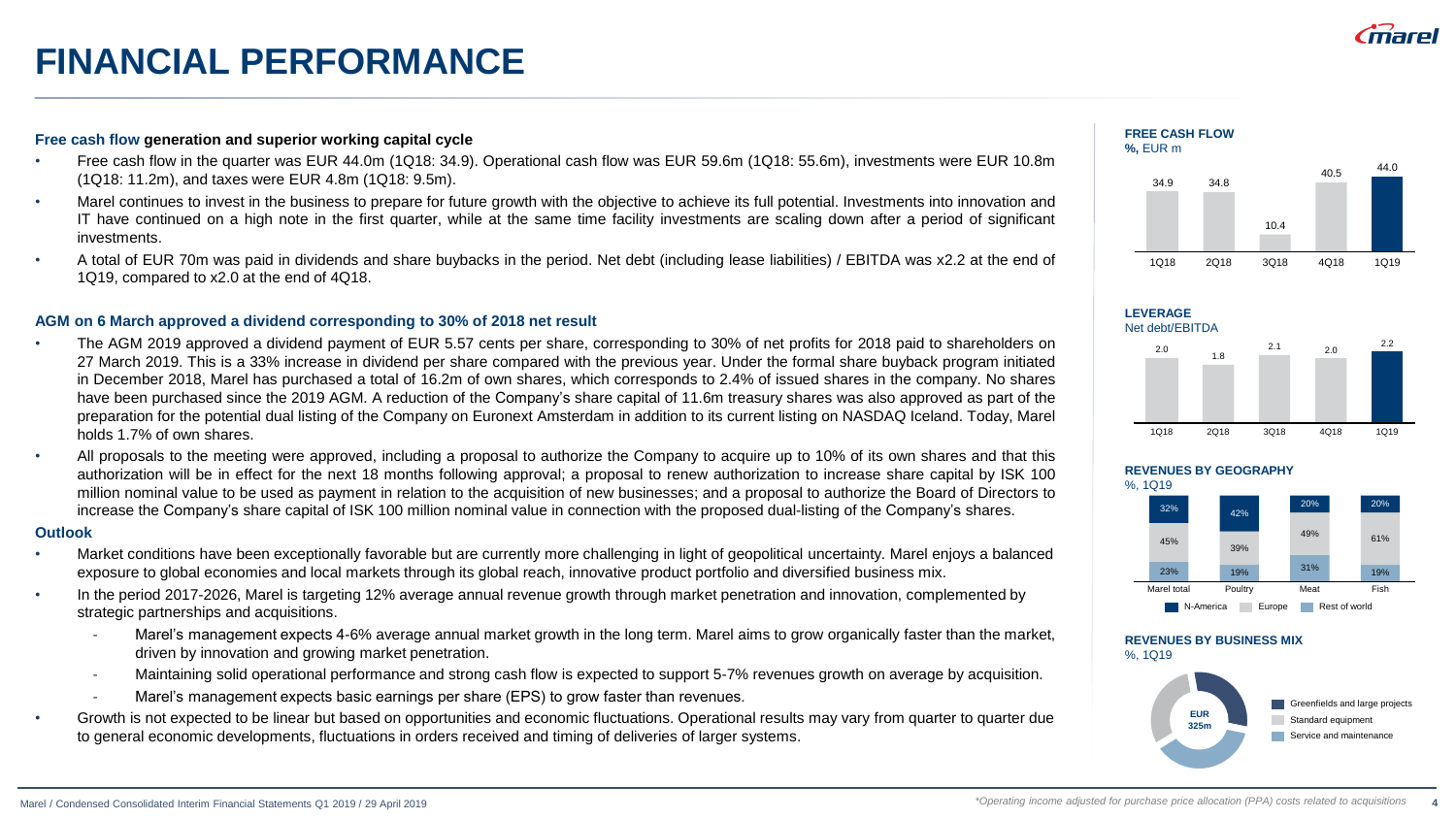# FINANCIAL PERFORMANCE

**Free cash flow generation and superior working capital cycle**

- Free cash flow in the quarter was EUR 44.0m (1Q18: 34.9). Operational cash flow was EUR 59.6m (1Q18: 55.6m), investments were EUR 10.8m (1Q18: 11.2m), and taxes were EUR 4.8m (1Q18: 9.5m).
- Marel continues to invest in the business to prepare for future growth with the objective to achieve its full potential. Investments into innovation and IT have continued on a high note in the first quarter, while at the same time facility investments are scaling down after a period of significant investments.
- A total of EUR 70m was paid in dividends and share buybacks in the period. Net debt (including lease liabilities) / EBITDA was x2.2 at the end of 1Q19, compared to x2.0 at the end of 4Q18.

**AGM on 6 March approved a dividend corresponding to 30% of 2018 net result**

- The AGM 2019 approved a dividend payment of EUR 5.57 cents per share, corresponding to 30% of net profits for 2018 paid to shareholders on 27 March 2019. This is a 33% increase in dividend per share compared with the previous year. Under the formal share buyback program initiated in December 2018, Marel has purchased a total of 16.2m of own shares, which corresponds to 2.4% of issued shares in the company. No shares have been purchased since the 2019 AGM. A reduction of the Company's share capital of 11.6m treasury shares was also approved as part of the preparation for the potential dual listing of the Company on Euronext Amsterdam in addition to its current listing on NASDAQ Iceland. Today, Marel holds 1.7% of own shares.
- All proposals to the meeting were approved, including a proposal to authorize the Company to acquire up to 10% of its own shares and that this authorization will be in effect for the next 18 months following approval; a proposal to renew authorization to increase share capital by ISK 100 million nominal value to be used as payment in relation to the acquisition of new businesses; and a proposal to authorize the Board of Directors to increase the Company's share capital of ISK 100 million nominal value in connection with the proposed dual-listing of the Company's shares.

**Outlook**

- Market conditions have been exceptionally favorable but are currently more challenging in light of geopolitical uncertainty. Marel enjoys a balanced exposure to global economies and local markets through its global reach, innovative product portfolio and diversified business mix.
- In the period 2017-2026, Marel is targeting 12% average annual revenue growth through market penetration and innovation, complemented by strategic partnerships and acquisitions.
  - Marel's management expects 4-6% average annual market growth in the long term. Marel aims to grow organically faster than the market, driven by innovation and growing market penetration.
  - Maintaining solid operational performance and strong cash flow is expected to support 5-7% revenues growth on average by acquisition.
  - Marel's management expects basic earnings per share (EPS) to grow faster than revenues.
- Growth is not expected to be linear but based on opportunities and economic fluctuations. Operational results may vary from quarter to quarter due to general economic developments, fluctuations in orders received and timing of deliveries of larger systems.

**FREE CASH FLOW**
%, EUR m

| 1Q18 | 2Q18 | 3Q18 | 4Q18 | 1Q19 |
|---|---|---|---|---|
| 34.9 | 34.8 | 10.4 | 40.5 | 44.0 |

**LEVERAGE**
Net debt/EBITDA

| 1Q18 | 2Q18 | 3Q18 | 4Q18 | 1Q19 |
|---|---|---|---|---|
| 2.0 | 1.8 | 2.1 | 2.0 | 2.2 |

**REVENUES BY GEOGRAPHY**
%, 1Q19

| | Marel total | Poultry | Meat | Fish |
|---|---|---|---|---|
| N-America | 32% | 42% | 20% | 20% |
| Europe | 45% | 39% | 49% | 61% |
| Rest of world | 23% | 19% | 31% | 19% |

**REVENUES BY BUSINESS MIX**
%, 1Q19

EUR 325m

- Greenfields and large projects
- Standard equipment
- Service and maintenance

*Operating income adjusted for purchase price allocation (PPA) costs related to acquisitions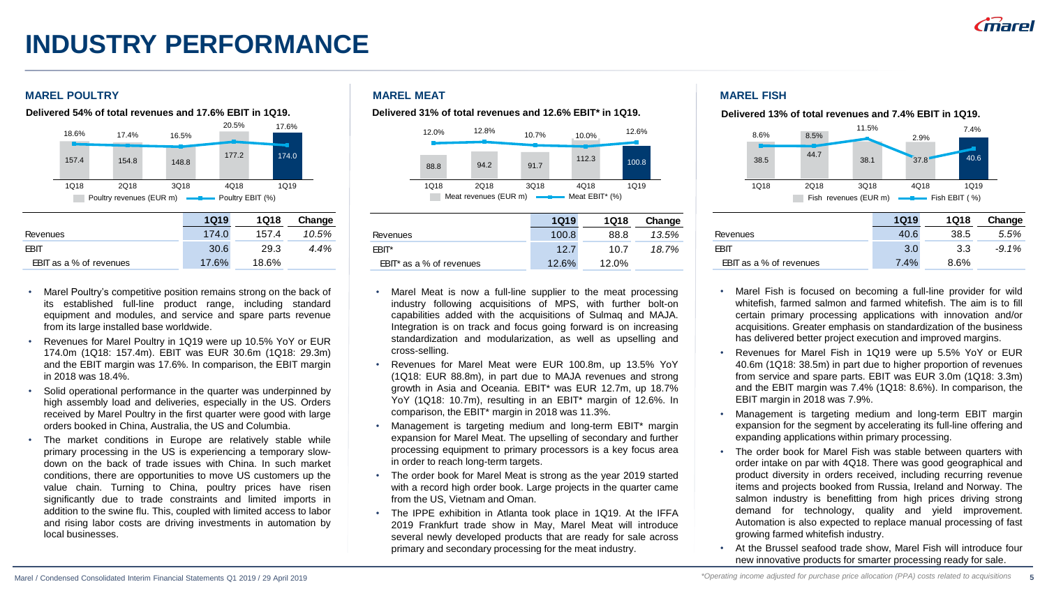# INDUSTRY PERFORMANCE

## MAREL POULTRY

**Delivered 54% of total revenues and 17.6% EBIT in 1Q19.**

| | 1Q18 | 2Q18 | 3Q18 | 4Q18 | 1Q19 |
|---|---|---|---|---|---|
| Poultry revenues (EUR m) | 157.4 | 154.8 | 148.8 | 177.2 | 174.0 |
| Poultry EBIT (%) | 18.6% | 17.4% | 16.5% | 20.5% | 17.6% |

| | 1Q19 | 1Q18 | Change |
|---|---|---|---|
| Revenues | 174.0 | 157.4 | *10.5%* |
| EBIT | 30.6 | 29.3 | *4.4%* |
| EBIT as a % of revenues | 17.6% | 18.6% | |

- Marel Poultry's competitive position remains strong on the back of its established full-line product range, including standard equipment and modules, and service and spare parts revenue from its large installed base worldwide.
- Revenues for Marel Poultry in 1Q19 were up 10.5% YoY or EUR 174.0m (1Q18: 157.4m). EBIT was EUR 30.6m (1Q18: 29.3m) and the EBIT margin was 17.6%. In comparison, the EBIT margin in 2018 was 18.4%.
- Solid operational performance in the quarter was underpinned by high assembly load and deliveries, especially in the US. Orders received by Marel Poultry in the first quarter were good with large orders booked in China, Australia, the US and Columbia.
- The market conditions in Europe are relatively stable while primary processing in the US is experiencing a temporary slow-down on the back of trade issues with China. In such market conditions, there are opportunities to move US customers up the value chain. Turning to China, poultry prices have risen significantly due to trade constraints and limited imports in addition to the swine flu. This, coupled with limited access to labor and rising labor costs are driving investments in automation by local businesses.

## MAREL MEAT

**Delivered 31% of total revenues and 12.6% EBIT* in 1Q19.**

| | 1Q18 | 2Q18 | 3Q18 | 4Q18 | 1Q19 |
|---|---|---|---|---|---|
| Meat revenues (EUR m) | 88.8 | 94.2 | 91.7 | 112.3 | 100.8 |
| Meat EBIT* (%) | 12.0% | 12.8% | 10.7% | 10.0% | 12.6% |

| | 1Q19 | 1Q18 | Change |
|---|---|---|---|
| Revenues | 100.8 | 88.8 | *13.5%* |
| EBIT* | 12.7 | 10.7 | *18.7%* |
| EBIT* as a % of revenues | 12.6% | 12.0% | |

- Marel Meat is now a full-line supplier to the meat processing industry following acquisitions of MPS, with further bolt-on capabilities added with the acquisitions of Sulmaq and MAJA. Integration is on track and focus going forward is on increasing standardization and modularization, as well as upselling and cross-selling.
- Revenues for Marel Meat were EUR 100.8m, up 13.5% YoY (1Q18: EUR 88.8m), in part due to MAJA revenues and strong growth in Asia and Oceania. EBIT* was EUR 12.7m, up 18.7% YoY (1Q18: 10.7m), resulting in an EBIT* margin of 12.6%. In comparison, the EBIT* margin in 2018 was 11.3%.
- Management is targeting medium and long-term EBIT* margin expansion for Marel Meat. The upselling of secondary and further processing equipment to primary processors is a key focus area in order to reach long-term targets.
- The order book for Marel Meat is strong as the year 2019 started with a record high order book. Large projects in the quarter came from the US, Vietnam and Oman.
- The IPPE exhibition in Atlanta took place in 1Q19. At the IFFA 2019 Frankfurt trade show in May, Marel Meat will introduce several newly developed products that are ready for sale across primary and secondary processing for the meat industry.

## MAREL FISH

**Delivered 13% of total revenues and 7.4% EBIT in 1Q19.**

| | 1Q18 | 2Q18 | 3Q18 | 4Q18 | 1Q19 |
|---|---|---|---|---|---|
| Fish revenues (EUR m) | 38.5 | 44.7 | 38.1 | 37.8 | 40.6 |
| Fish EBIT (%) | 8.6% | 8.5% | 11.5% | 2.9% | 7.4% |

| | 1Q19 | 1Q18 | Change |
|---|---|---|---|
| Revenues | 40.6 | 38.5 | *5.5%* |
| EBIT | 3.0 | 3.3 | *-9.1%* |
| EBIT as a % of revenues | 7.4% | 8.6% | |

- Marel Fish is focused on becoming a full-line provider for wild whitefish, farmed salmon and farmed whitefish. The aim is to fill certain primary processing applications with innovation and/or acquisitions. Greater emphasis on standardization of the business has delivered better project execution and improved margins.
- Revenues for Marel Fish in 1Q19 were up 5.5% YoY or EUR 40.6m (1Q18: 38.5m) in part due to higher proportion of revenues from service and spare parts. EBIT was EUR 3.0m (1Q18: 3.3m) and the EBIT margin was 7.4% (1Q18: 8.6%). In comparison, the EBIT margin in 2018 was 7.9%.
- Management is targeting medium and long-term EBIT margin expansion for the segment by accelerating its full-line offering and expanding applications within primary processing.
- The order book for Marel Fish was stable between quarters with order intake on par with 4Q18. There was good geographical and product diversity in orders received, including recurring revenue items and projects booked from Russia, Ireland and Norway. The salmon industry is benefitting from high prices driving strong demand for technology, quality and yield improvement. Automation is also expected to replace manual processing of fast growing farmed whitefish industry.
- At the Brussel seafood trade show, Marel Fish will introduce four new innovative products for smarter processing ready for sale.

*Operating income adjusted for purchase price allocation (PPA) costs related to acquisitions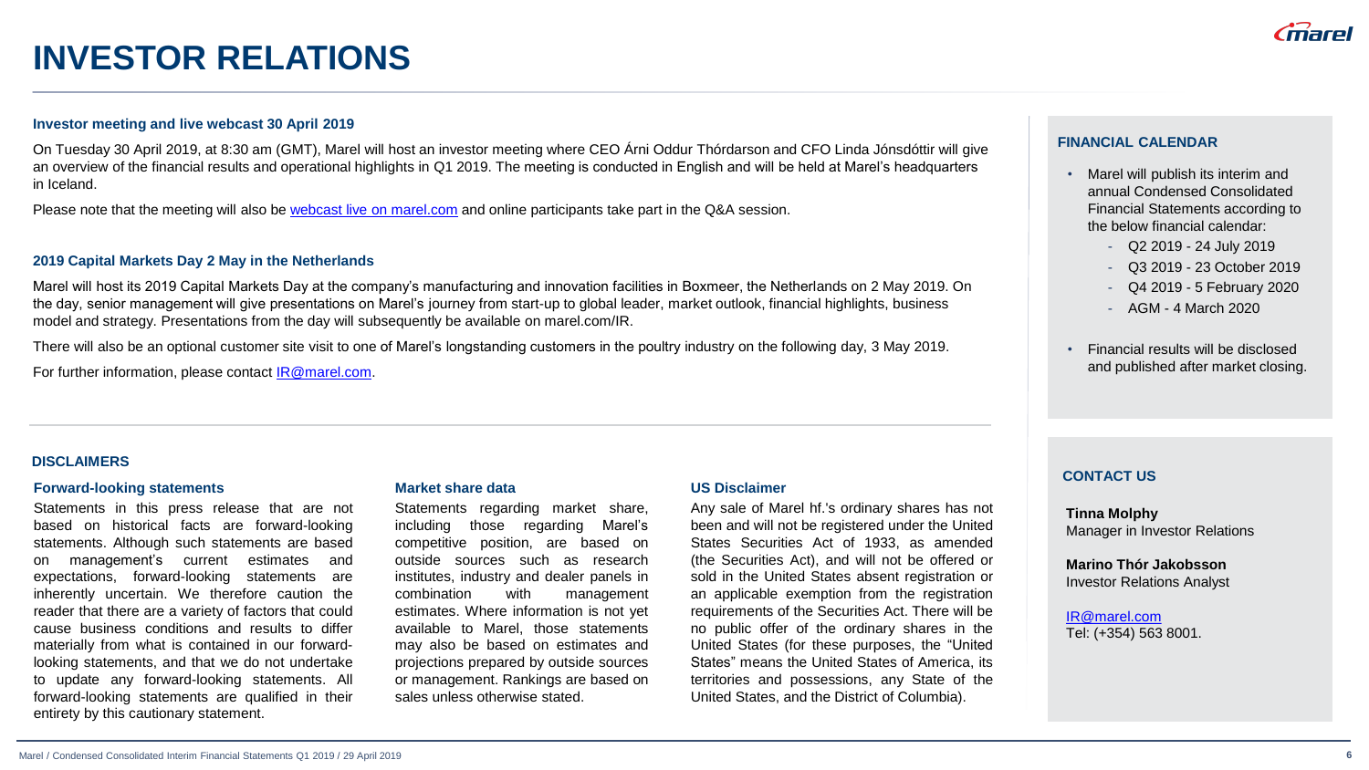# INVESTOR RELATIONS

### Investor meeting and live webcast 30 April 2019

On Tuesday 30 April 2019, at 8:30 am (GMT), Marel will host an investor meeting where CEO Árni Oddur Thórdarson and CFO Linda Jónsdóttir will give an overview of the financial results and operational highlights in Q1 2019. The meeting is conducted in English and will be held at Marel's headquarters in Iceland.

Please note that the meeting will also be webcast live on marel.com and online participants take part in the Q&A session.

### 2019 Capital Markets Day 2 May in the Netherlands

Marel will host its 2019 Capital Markets Day at the company's manufacturing and innovation facilities in Boxmeer, the Netherlands on 2 May 2019. On the day, senior management will give presentations on Marel's journey from start-up to global leader, market outlook, financial highlights, business model and strategy. Presentations from the day will subsequently be available on marel.com/IR.

There will also be an optional customer site visit to one of Marel's longstanding customers in the poultry industry on the following day, 3 May 2019.

For further information, please contact IR@marel.com.

## DISCLAIMERS

### Forward-looking statements

Statements in this press release that are not based on historical facts are forward-looking statements. Although such statements are based on management's current estimates and expectations, forward-looking statements are inherently uncertain. We therefore caution the reader that there are a variety of factors that could cause business conditions and results to differ materially from what is contained in our forward-looking statements, and that we do not undertake to update any forward-looking statements. All forward-looking statements are qualified in their entirety by this cautionary statement.

### Market share data

Statements regarding market share, including those regarding Marel's competitive position, are based on outside sources such as research institutes, industry and dealer panels in combination with management estimates. Where information is not yet available to Marel, those statements may also be based on estimates and projections prepared by outside sources or management. Rankings are based on sales unless otherwise stated.

### US Disclaimer

Any sale of Marel hf.'s ordinary shares has not been and will not be registered under the United States Securities Act of 1933, as amended (the Securities Act), and will not be offered or sold in the United States absent registration or an applicable exemption from the registration requirements of the Securities Act. There will be no public offer of the ordinary shares in the United States (for these purposes, the "United States" means the United States of America, its territories and possessions, any State of the United States, and the District of Columbia).

## FINANCIAL CALENDAR

- Marel will publish its interim and annual Condensed Consolidated Financial Statements according to the below financial calendar:
  - Q2 2019 - 24 July 2019
  - Q3 2019 - 23 October 2019
  - Q4 2019 - 5 February 2020
  - AGM - 4 March 2020
- Financial results will be disclosed and published after market closing.

## CONTACT US

**Tinna Molphy**
Manager in Investor Relations

**Marino Thór Jakobsson**
Investor Relations Analyst

IR@marel.com
Tel: (+354) 563 8001.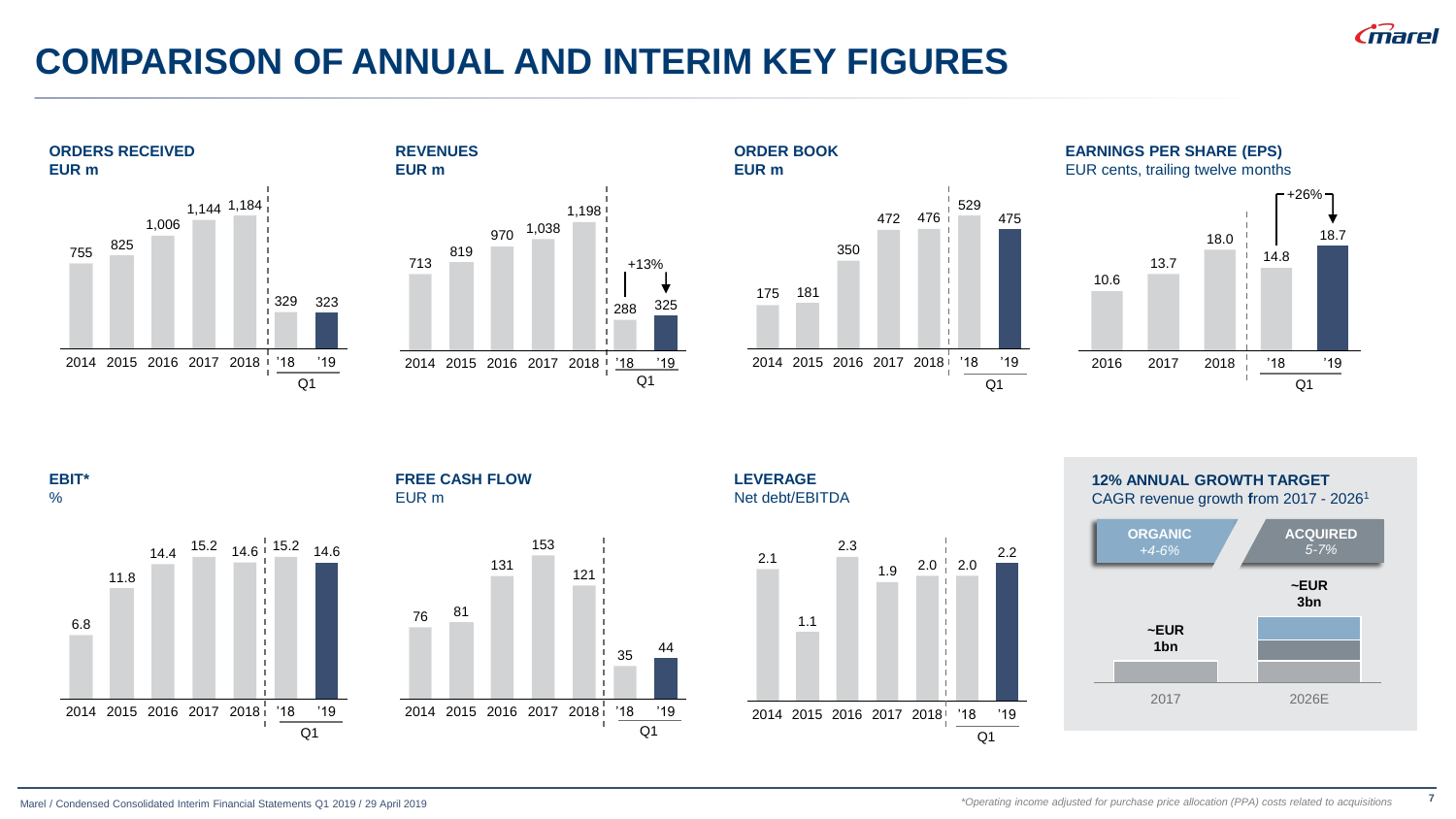# COMPARISON OF ANNUAL AND INTERIM KEY FIGURES

**ORDERS RECEIVED**
EUR m

| 2014 | 2015 | 2016 | 2017 | 2018 | Q1 '18 | Q1 '19 |
|---|---|---|---|---|---|---|
| 755 | 825 | 1,006 | 1,144 | 1,184 | 329 | 323 |

**REVENUES**
EUR m

| 2014 | 2015 | 2016 | 2017 | 2018 | Q1 '18 | Q1 '19 |
|---|---|---|---|---|---|---|
| 713 | 819 | 970 | 1,038 | 1,198 | 288 | 325 |

+13%

**ORDER BOOK**
EUR m

| 2014 | 2015 | 2016 | 2017 | 2018 | Q1 '18 | Q1 '19 |
|---|---|---|---|---|---|---|
| 175 | 181 | 350 | 472 | 476 | 529 | 475 |

**EARNINGS PER SHARE (EPS)**
EUR cents, trailing twelve months

| 2016 | 2017 | 2018 | Q1 '18 | Q1 '19 |
|---|---|---|---|---|
| 10.6 | 13.7 | 18.0 | 14.8 | 18.7 |

+26%

**EBIT***
%

| 2014 | 2015 | 2016 | 2017 | 2018 | Q1 '18 | Q1 '19 |
|---|---|---|---|---|---|---|
| 6.8 | 11.8 | 14.4 | 15.2 | 14.6 | 15.2 | 14.6 |

**FREE CASH FLOW**
EUR m

| 2014 | 2015 | 2016 | 2017 | 2018 | Q1 '18 | Q1 '19 |
|---|---|---|---|---|---|---|
| 76 | 81 | 131 | 153 | 121 | 35 | 44 |

**LEVERAGE**
Net debt/EBITDA

| 2014 | 2015 | 2016 | 2017 | 2018 | Q1 '18 | Q1 '19 |
|---|---|---|---|---|---|---|
| 2.1 | 1.1 | 2.3 | 1.9 | 2.0 | 2.0 | 2.2 |

**12% ANNUAL GROWTH TARGET**
CAGR revenue growth from 2017 - 2026[1]

- **ORGANIC** *+4-6%*
- **ACQUIRED** *5-7%*

| 2017 | 2026E |
|---|---|
| ~EUR 1bn | ~EUR 3bn |

Marel / Condensed Consolidated Interim Financial Statements Q1 2019 / 29 April 2019

*Operating income adjusted for purchase price allocation (PPA) costs related to acquisitions